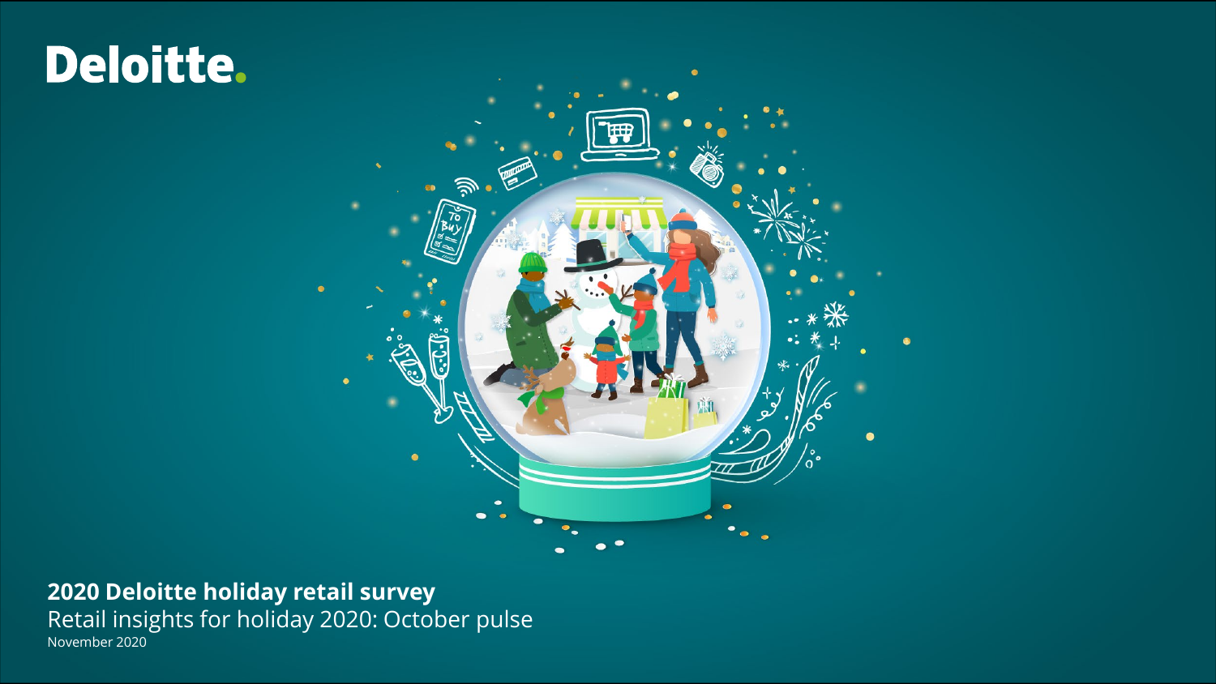Deloitte.

# 2020 Deloitte holiday retail survey

Retail insights for holiday 2020: October pulse

November 2020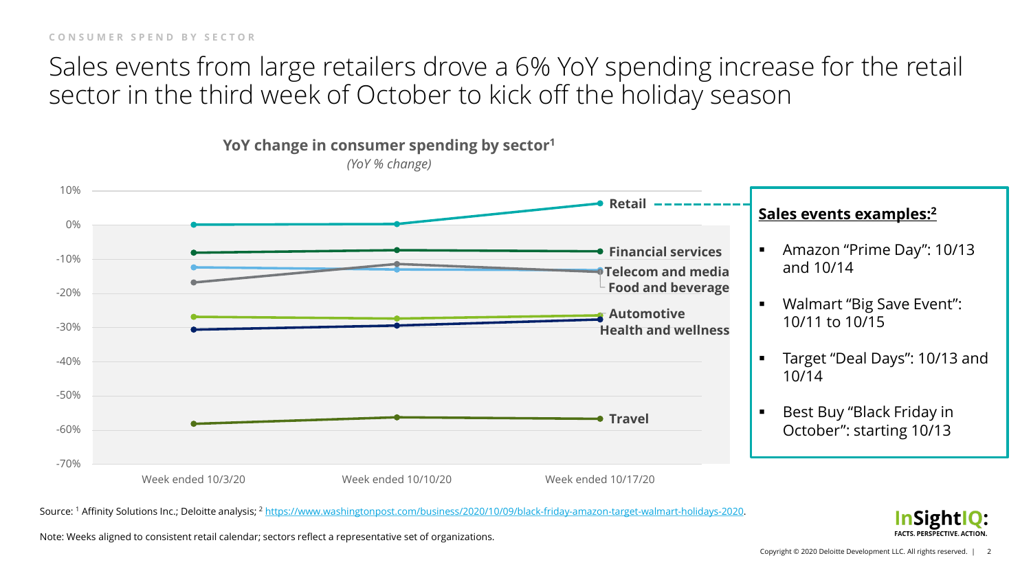CONSUMER SPEND BY SECTOR

# Sales events from large retailers drove a 6% YoY spending increase for the retail sector in the third week of October to kick off the holiday season

**YoY change in consumer spending by sector[1]**

*(YoY % change)*

10%
0%
-10%
-20%
-30%
-40%
-50%
-60%
-70%

Week ended 10/3/20 | Week ended 10/10/20 | Week ended 10/17/20

**Retail**
**Financial services**
**Telecom and media**
**Food and beverage**
**Automotive**
**Health and wellness**
**Travel**

**Sales events examples:[2]**

- Amazon "Prime Day": 10/13 and 10/14
- Walmart "Big Save Event": 10/11 to 10/15
- Target "Deal Days": 10/13 and 10/14
- Best Buy "Black Friday in October": starting 10/13

Source: [1] Affinity Solutions Inc.; Deloitte analysis; [2] https://www.washingtonpost.com/business/2020/10/09/black-friday-amazon-target-walmart-holidays-2020.

Note: Weeks aligned to consistent retail calendar; sectors reflect a representative set of organizations.

InSightIQ: FACTS. PERSPECTIVE. ACTION.

Copyright © 2020 Deloitte Development LLC. All rights reserved.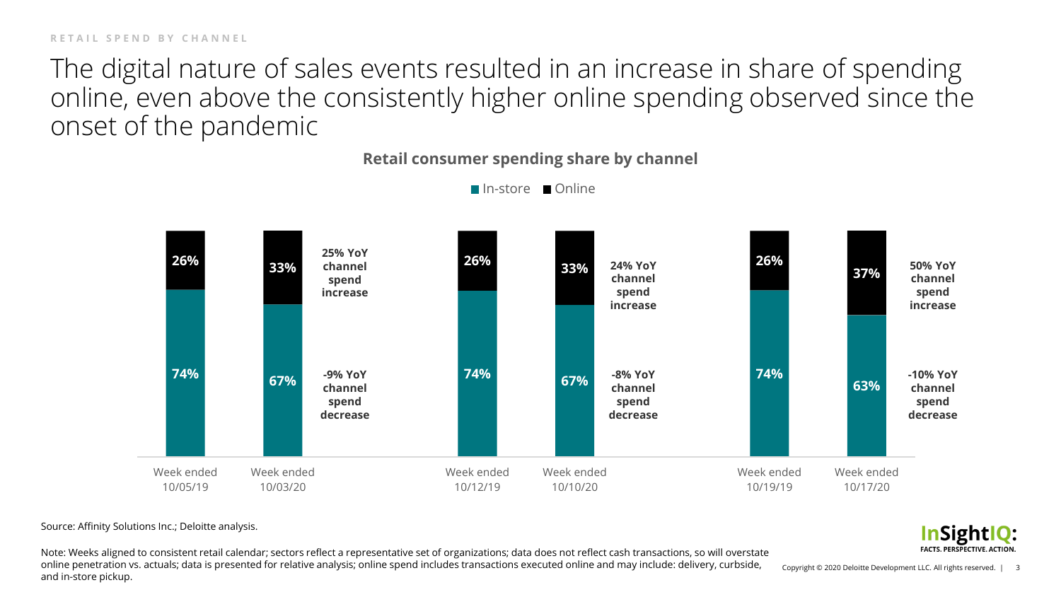RETAIL SPEND BY CHANNEL

# The digital nature of sales events resulted in an increase in share of spending online, even above the consistently higher online spending observed since the onset of the pandemic

**Retail consumer spending share by channel**

| | Week ended 10/05/19 | Week ended 10/03/20 | | Week ended 10/12/19 | Week ended 10/10/20 | | Week ended 10/19/19 | Week ended 10/17/20 | |
|---|---|---|---|---|---|---|---|---|---|
| Online | 26% | 33% | 25% YoY channel spend increase | 26% | 33% | 24% YoY channel spend increase | 26% | 37% | 50% YoY channel spend increase |
| In-store | 74% | 67% | -9% YoY channel spend decrease | 74% | 67% | -8% YoY channel spend decrease | 74% | 63% | -10% YoY channel spend decrease |

Source: Affinity Solutions Inc.; Deloitte analysis.

Note: Weeks aligned to consistent retail calendar; sectors reflect a representative set of organizations; data does not reflect cash transactions, so will overstate online penetration vs. actuals; data is presented for relative analysis; online spend includes transactions executed online and may include: delivery, curbside, and in-store pickup.

InSightIQ: FACTS. PERSPECTIVE. ACTION.

Copyright © 2020 Deloitte Development LLC. All rights reserved.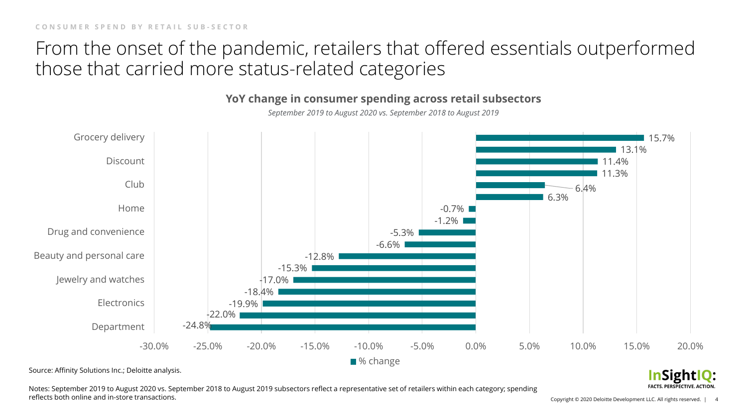CONSUMER SPEND BY RETAIL SUB-SECTOR

# From the onset of the pandemic, retailers that offered essentials outperformed those that carried more status-related categories

**YoY change in consumer spending across retail subsectors**

*September 2019 to August 2020 vs. September 2018 to August 2019*

| Subsector | % change |
|---|---|
| Grocery delivery | 15.7% |
| | 13.1% |
| Discount | 11.4% |
| | 11.3% |
| Club | 6.4% |
| | 6.3% |
| Home | -0.7% |
| | -1.2% |
| Drug and convenience | -5.3% |
| | -6.6% |
| Beauty and personal care | -12.8% |
| | -15.3% |
| Jewelry and watches | -17.0% |
| | -18.4% |
| Electronics | -19.9% |
| | -22.0% |
| Department | -24.8% |

Source: Affinity Solutions Inc.; Deloitte analysis.

Notes: September 2019 to August 2020 vs. September 2018 to August 2019 subsectors reflect a representative set of retailers within each category; spending reflects both online and in-store transactions.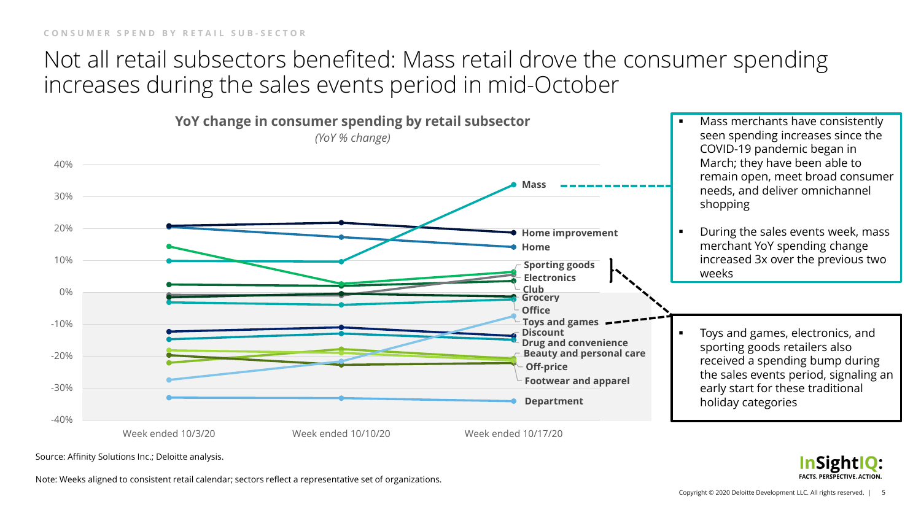CONSUMER SPEND BY RETAIL SUB-SECTOR

# Not all retail subsectors benefited: Mass retail drove the consumer spending increases during the sales events period in mid-October

**YoY change in consumer spending by retail subsector**

*(YoY % change)*

40%
30%
20%
10%
0%
-10%
-20%
-30%
-40%

Week ended 10/3/20 | Week ended 10/10/20 | Week ended 10/17/20

**Mass**
**Home improvement**
**Home**
**Sporting goods**
**Electronics**
**Club**
**Grocery**
**Office**
**Toys and games**
**Discount**
**Drug and convenience**
**Beauty and personal care**
**Off-price**
**Footwear and apparel**
**Department**

- Mass merchants have consistently seen spending increases since the COVID-19 pandemic began in March; they have been able to remain open, meet broad consumer needs, and deliver omnichannel shopping
- During the sales events week, mass merchant YoY spending change increased 3x over the previous two weeks

- Toys and games, electronics, and sporting goods retailers also received a spending bump during the sales events period, signaling an early start for these traditional holiday categories

Source: Affinity Solutions Inc.; Deloitte analysis.

Note: Weeks aligned to consistent retail calendar; sectors reflect a representative set of organizations.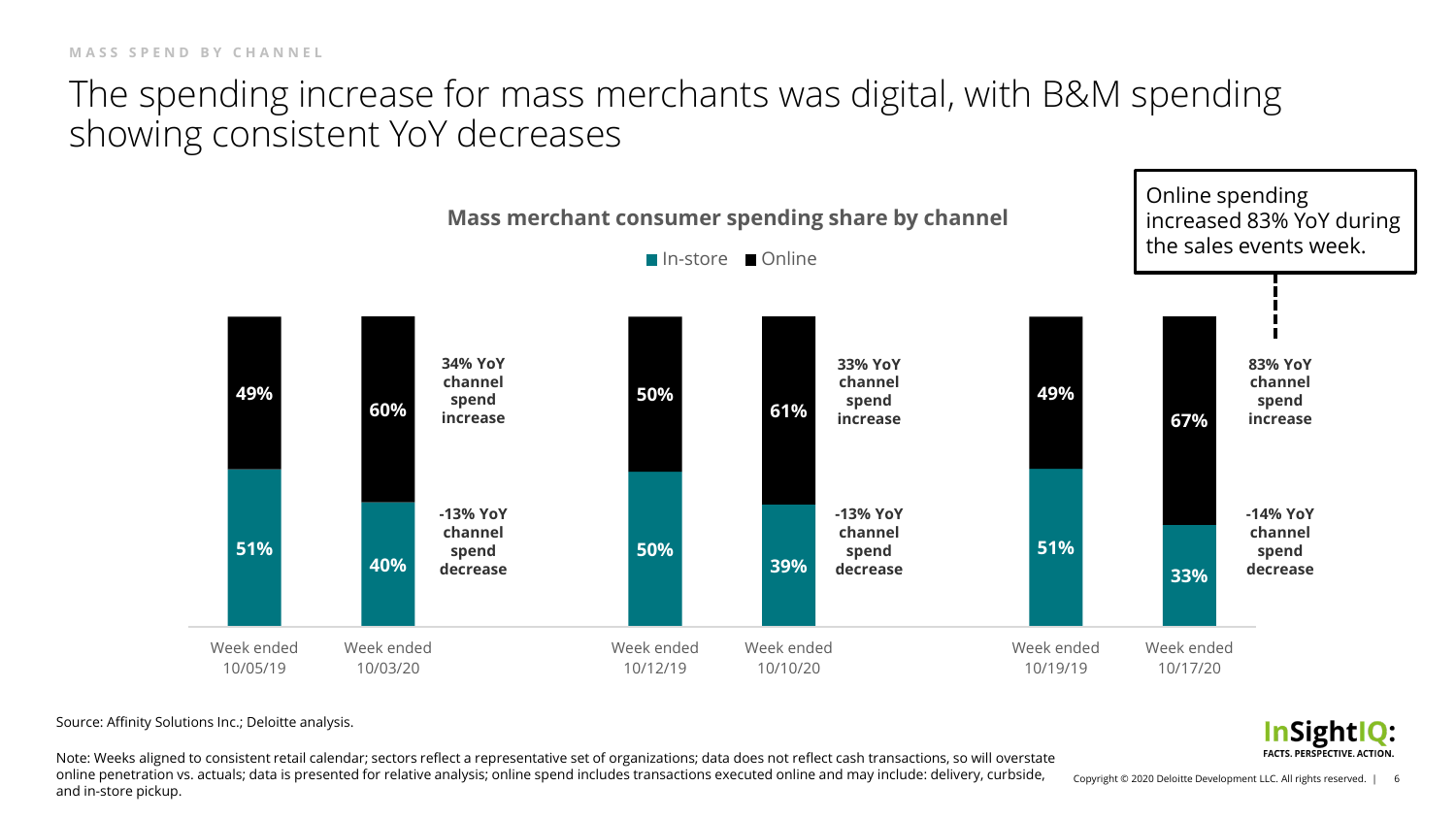MASS SPEND BY CHANNEL

# The spending increase for mass merchants was digital, with B&M spending showing consistent YoY decreases

## Mass merchant consumer spending share by channel

| Week ended | In-store | Online |
| --- | --- | --- |
| 10/05/19 | 51% | 49% |
| 10/03/20 | 40% | 60% |
| 10/12/19 | 50% | 50% |
| 10/10/20 | 39% | 61% |
| 10/19/19 | 51% | 49% |
| 10/17/20 | 33% | 67% |

| Period | Online | In-store |
| --- | --- | --- |
| Week ended 10/03/20 vs. 10/05/19 | 34% YoY channel spend increase | -13% YoY channel spend decrease |
| Week ended 10/10/20 vs. 10/12/19 | 33% YoY channel spend increase | -13% YoY channel spend decrease |
| Week ended 10/17/20 vs. 10/19/19 | 83% YoY channel spend increase | -14% YoY channel spend decrease |

Online spending increased 83% YoY during the sales events week.

Source: Affinity Solutions Inc.; Deloitte analysis.

Note: Weeks aligned to consistent retail calendar; sectors reflect a representative set of organizations; data does not reflect cash transactions, so will overstate online penetration vs. actuals; data is presented for relative analysis; online spend includes transactions executed online and may include: delivery, curbside, and in-store pickup.

InSightIQ: FACTS. PERSPECTIVE. ACTION.

Copyright © 2020 Deloitte Development LLC. All rights reserved.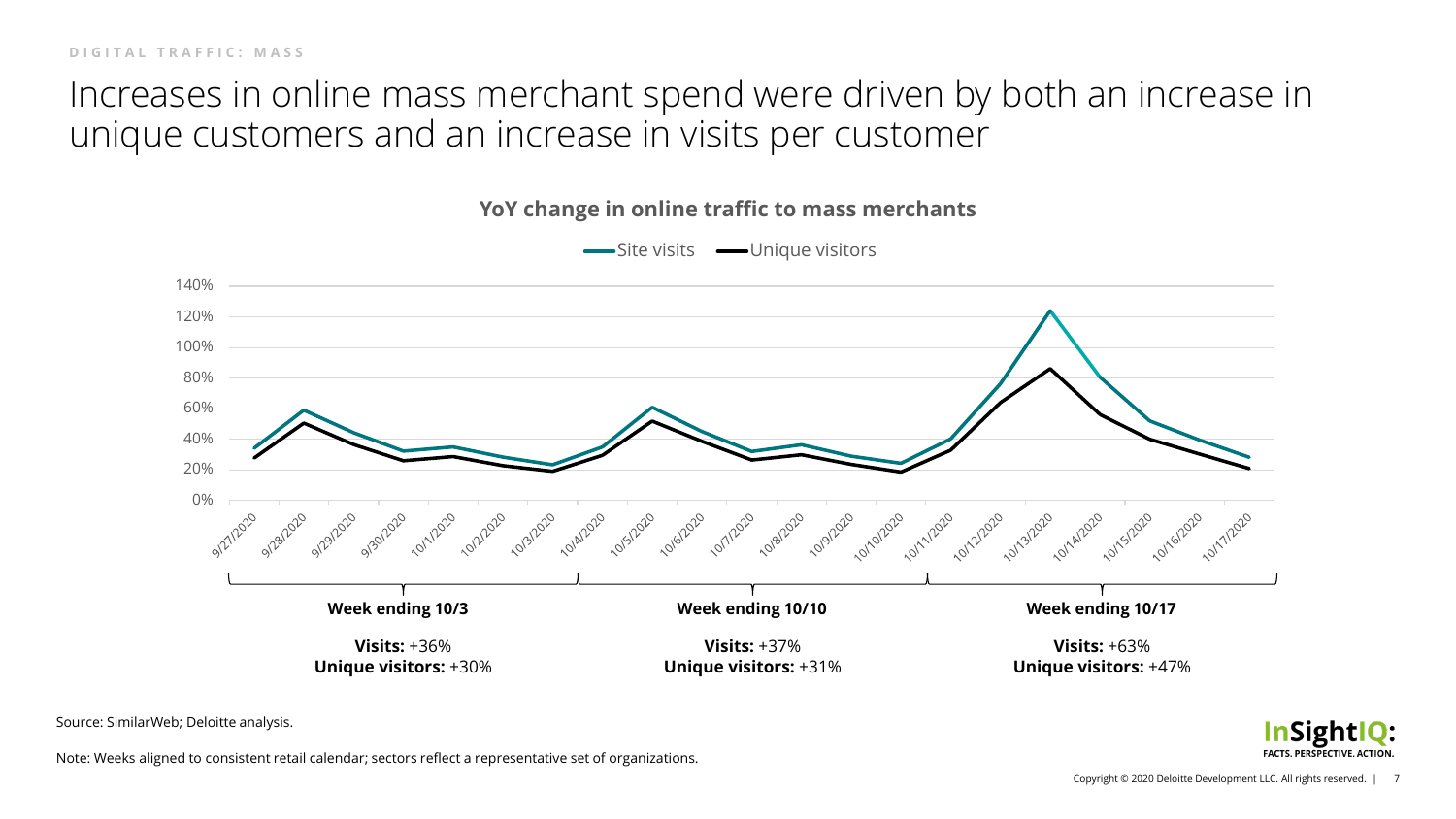DIGITAL TRAFFIC: MASS

# Increases in online mass merchant spend were driven by both an increase in unique customers and an increase in visits per customer

**YoY change in online traffic to mass merchants**

Site visits — Unique visitors

**Week ending 10/3**

**Visits:** +36%
**Unique visitors:** +30%

**Week ending 10/10**

**Visits:** +37%
**Unique visitors:** +31%

**Week ending 10/17**

**Visits:** +63%
**Unique visitors:** +47%

Source: SimilarWeb; Deloitte analysis.

Note: Weeks aligned to consistent retail calendar; sectors reflect a representative set of organizations.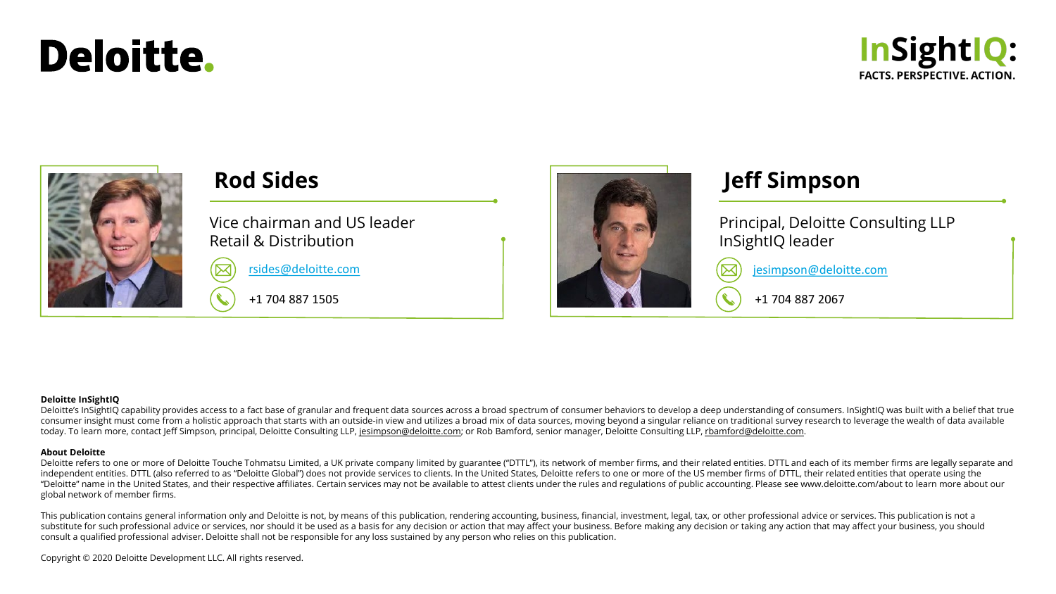Deloitte.

InSightIQ: FACTS. PERSPECTIVE. ACTION.

## Rod Sides

Vice chairman and US leader
Retail & Distribution

rsides@deloitte.com

+1 704 887 1505

## Jeff Simpson

Principal, Deloitte Consulting LLP
InSightIQ leader

jesimpson@deloitte.com

+1 704 887 2067

**Deloitte InSightIQ**

Deloitte's InSightIQ capability provides access to a fact base of granular and frequent data sources across a broad spectrum of consumer behaviors to develop a deep understanding of consumers. InSightIQ was built with a belief that true consumer insight must come from a holistic approach that starts with an outside-in view and utilizes a broad mix of data sources, moving beyond a singular reliance on traditional survey research to leverage the wealth of data available today. To learn more, contact Jeff Simpson, principal, Deloitte Consulting LLP, jesimpson@deloitte.com; or Rob Bamford, senior manager, Deloitte Consulting LLP, rbamford@deloitte.com.

**About Deloitte**

Deloitte refers to one or more of Deloitte Touche Tohmatsu Limited, a UK private company limited by guarantee ("DTTL"), its network of member firms, and their related entities. DTTL and each of its member firms are legally separate and independent entities. DTTL (also referred to as "Deloitte Global") does not provide services to clients. In the United States, Deloitte refers to one or more of the US member firms of DTTL, their related entities that operate using the "Deloitte" name in the United States, and their respective affiliates. Certain services may not be available to attest clients under the rules and regulations of public accounting. Please see www.deloitte.com/about to learn more about our global network of member firms.

This publication contains general information only and Deloitte is not, by means of this publication, rendering accounting, business, financial, investment, legal, tax, or other professional advice or services. This publication is not a substitute for such professional advice or services, nor should it be used as a basis for any decision or action that may affect your business. Before making any decision or taking any action that may affect your business, you should consult a qualified professional adviser. Deloitte shall not be responsible for any loss sustained by any person who relies on this publication.

Copyright © 2020 Deloitte Development LLC. All rights reserved.